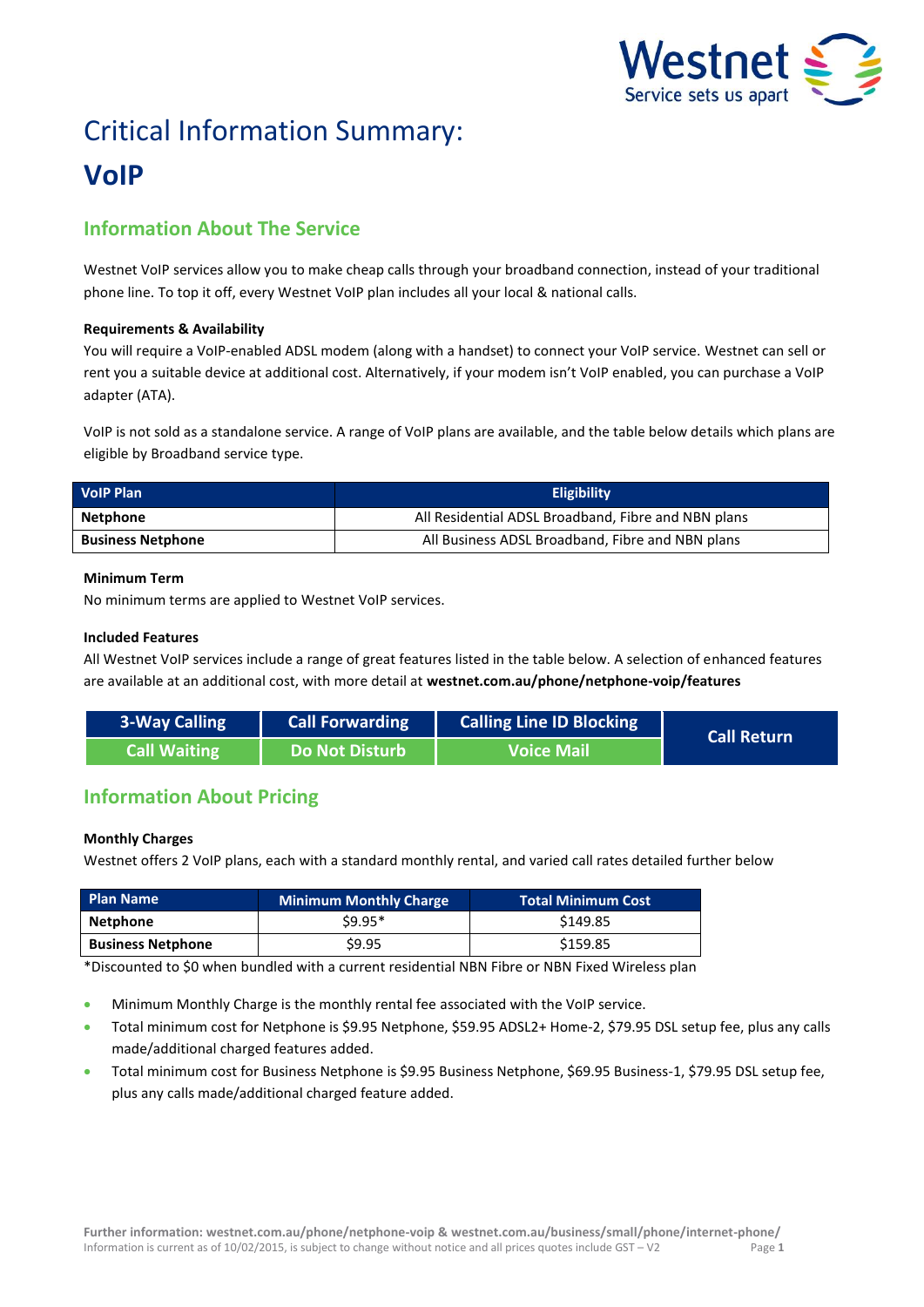# Critical Information Summary:

# VoIP

## Information About The Service

Westnet VoIP services allow you to make cheap calls through your broadband connection, instead of your traditional phone line. To top it off, every Westnet VoIP plan includes all your local & national calls.

**Requirements & Availability**

You will require a VoIP-enabled ADSL modem (along with a handset) to connect your VoIP service. Westnet can sell or rent you a suitable device at additional cost. Alternatively, if your modem isn't VoIP enabled, you can purchase a VoIP adapter (ATA).

VoIP is not sold as a standalone service. A range of VoIP plans are available, and the table below details which plans are eligible by Broadband service type.

| VoIP Plan | Eligibility |
|---|---|
| **Netphone** | All Residential ADSL Broadband, Fibre and NBN plans |
| **Business Netphone** | All Business ADSL Broadband, Fibre and NBN plans |

**Minimum Term**

No minimum terms are applied to Westnet VoIP services.

**Included Features**

All Westnet VoIP services include a range of great features listed in the table below. A selection of enhanced features are available at an additional cost, with more detail at **westnet.com.au/phone/netphone-voip/features**

| 3-Way Calling | Call Forwarding | Calling Line ID Blocking | Call Return |
|---|---|---|---|
| Call Waiting | Do Not Disturb | Voice Mail | |

## Information About Pricing

**Monthly Charges**

Westnet offers 2 VoIP plans, each with a standard monthly rental, and varied call rates detailed further below

| Plan Name | Minimum Monthly Charge | Total Minimum Cost |
|---|---|---|
| **Netphone** | $9.95* | $149.85 |
| **Business Netphone** | $9.95 | $159.85 |

*Discounted to $0 when bundled with a current residential NBN Fibre or NBN Fixed Wireless plan

- Minimum Monthly Charge is the monthly rental fee associated with the VoIP service.
- Total minimum cost for Netphone is $9.95 Netphone, $59.95 ADSL2+ Home-2, $79.95 DSL setup fee, plus any calls made/additional charged features added.
- Total minimum cost for Business Netphone is $9.95 Business Netphone, $69.95 Business-1, $79.95 DSL setup fee, plus any calls made/additional charged feature added.

**Further information: westnet.com.au/phone/netphone-voip & westnet.com.au/business/small/phone/internet-phone/**
Information is current as of 10/02/2015, is subject to change without notice and all prices quotes include GST – V2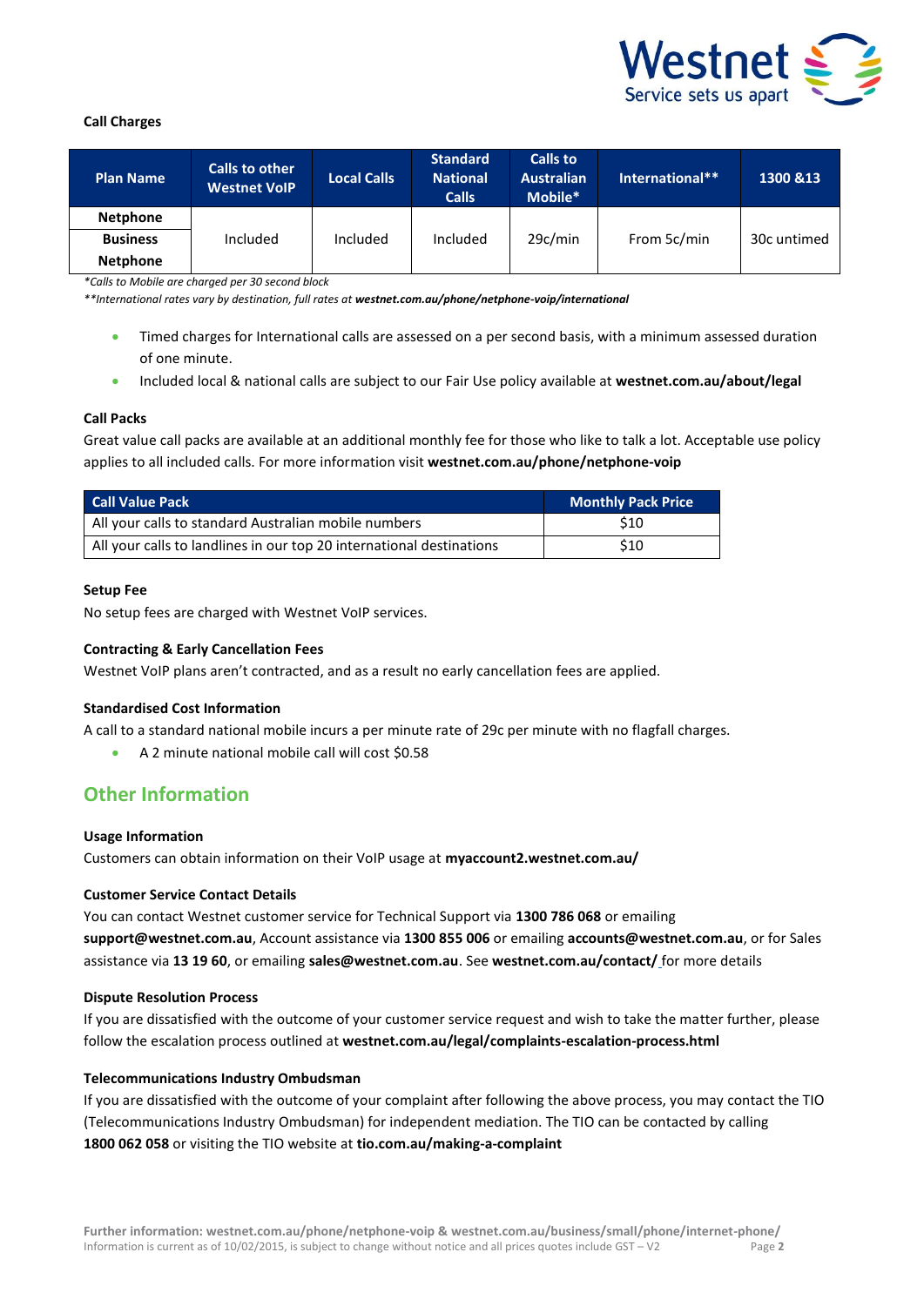**Call Charges**

| Plan Name | Calls to other Westnet VoIP | Local Calls | Standard National Calls | Calls to Australian Mobile* | International** | 1300 &13 |
|---|---|---|---|---|---|---|
| Netphone<br>Business Netphone | Included | Included | Included | 29c/min | From 5c/min | 30c untimed |

*Calls to Mobile are charged per 30 second block

**International rates vary by destination, full rates at **westnet.com.au/phone/netphone-voip/international**

- Timed charges for International calls are assessed on a per second basis, with a minimum assessed duration of one minute.
- Included local & national calls are subject to our Fair Use policy available at **westnet.com.au/about/legal**

**Call Packs**

Great value call packs are available at an additional monthly fee for those who like to talk a lot. Acceptable use policy applies to all included calls. For more information visit **westnet.com.au/phone/netphone-voip**

| Call Value Pack | Monthly Pack Price |
|---|---|
| All your calls to standard Australian mobile numbers | $10 |
| All your calls to landlines in our top 20 international destinations | $10 |

**Setup Fee**

No setup fees are charged with Westnet VoIP services.

**Contracting & Early Cancellation Fees**

Westnet VoIP plans aren't contracted, and as a result no early cancellation fees are applied.

**Standardised Cost Information**

A call to a standard national mobile incurs a per minute rate of 29c per minute with no flagfall charges.

- A 2 minute national mobile call will cost $0.58

## Other Information

**Usage Information**

Customers can obtain information on their VoIP usage at **myaccount2.westnet.com.au/**

**Customer Service Contact Details**

You can contact Westnet customer service for Technical Support via **1300 786 068** or emailing **support@westnet.com.au**, Account assistance via **1300 855 006** or emailing **accounts@westnet.com.au**, or for Sales assistance via **13 19 60**, or emailing **sales@westnet.com.au**. See **westnet.com.au/contact/** for more details

**Dispute Resolution Process**

If you are dissatisfied with the outcome of your customer service request and wish to take the matter further, please follow the escalation process outlined at **westnet.com.au/legal/complaints-escalation-process.html**

**Telecommunications Industry Ombudsman**

If you are dissatisfied with the outcome of your complaint after following the above process, you may contact the TIO (Telecommunications Industry Ombudsman) for independent mediation. The TIO can be contacted by calling **1800 062 058** or visiting the TIO website at **tio.com.au/making-a-complaint**

**Further information: westnet.com.au/phone/netphone-voip & westnet.com.au/business/small/phone/internet-phone/**
Information is current as of 10/02/2015, is subject to change without notice and all prices quotes include GST – V2